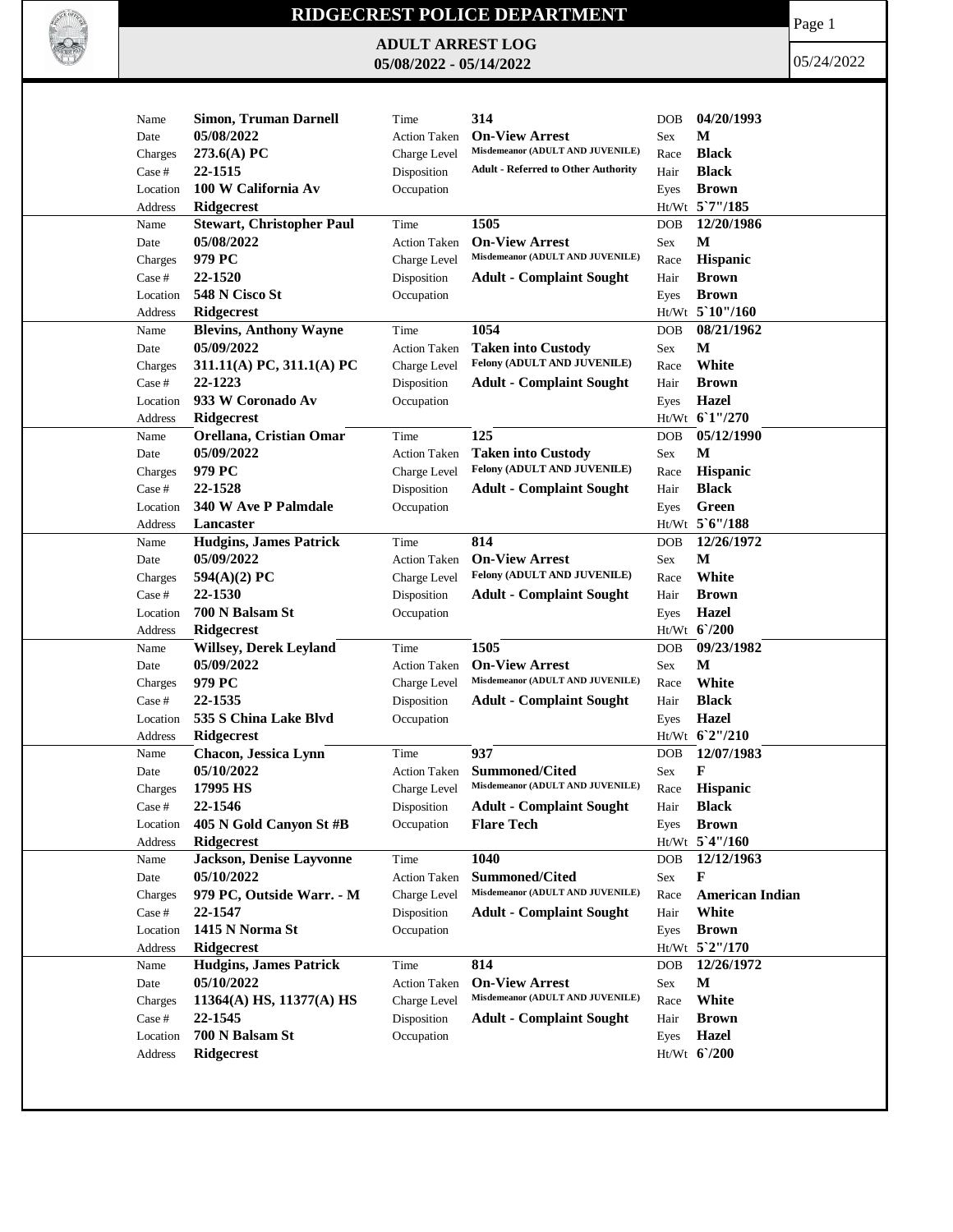# RIDGECREST POLICE DEPARTMENT

## ADULT ARREST LOG

### 05/08/2022 - 05/14/2022

05/24/2022

| Name | Time | Date | Action Taken | Charges | Charge Level | Case # | Disposition | Location | Occupation | Address | DOB | Sex | Race | Hair | Eyes | Ht/Wt |
|---|---|---|---|---|---|---|---|---|---|---|---|---|---|---|---|---|
| Simon, Truman Darnell | 314 | 05/08/2022 | On-View Arrest | 273.6(A) PC | Misdemeanor (ADULT AND JUVENILE) | 22-1515 | Adult - Referred to Other Authority | 100 W California Av | | Ridgecrest | 04/20/1993 | M | Black | Black | Brown | 5`7"/185 |
| Stewart, Christopher Paul | 1505 | 05/08/2022 | On-View Arrest | 979 PC | Misdemeanor (ADULT AND JUVENILE) | 22-1520 | Adult - Complaint Sought | 548 N Cisco St | | Ridgecrest | 12/20/1986 | M | Hispanic | Brown | Brown | 5`10"/160 |
| Blevins, Anthony Wayne | 1054 | 05/09/2022 | Taken into Custody | 311.11(A) PC, 311.1(A) PC | Felony (ADULT AND JUVENILE) | 22-1223 | Adult - Complaint Sought | 933 W Coronado Av | | Ridgecrest | 08/21/1962 | M | White | Brown | Hazel | 6`1"/270 |
| Orellana, Cristian Omar | 125 | 05/09/2022 | Taken into Custody | 979 PC | Felony (ADULT AND JUVENILE) | 22-1528 | Adult - Complaint Sought | 340 W Ave P Palmdale | | Lancaster | 05/12/1990 | M | Hispanic | Black | Green | 5`6"/188 |
| Hudgins, James Patrick | 814 | 05/09/2022 | On-View Arrest | 594(A)(2) PC | Felony (ADULT AND JUVENILE) | 22-1530 | Adult - Complaint Sought | 700 N Balsam St | | Ridgecrest | 12/26/1972 | M | White | Brown | Hazel | 6`/200 |
| Willsey, Derek Leyland | 1505 | 05/09/2022 | On-View Arrest | 979 PC | Misdemeanor (ADULT AND JUVENILE) | 22-1535 | Adult - Complaint Sought | 535 S China Lake Blvd | | Ridgecrest | 09/23/1982 | M | White | Black | Hazel | 6`2"/210 |
| Chacon, Jessica Lynn | 937 | 05/10/2022 | Summoned/Cited | 17995 HS | Misdemeanor (ADULT AND JUVENILE) | 22-1546 | Adult - Complaint Sought | 405 N Gold Canyon St #B | Flare Tech | Ridgecrest | 12/07/1983 | F | Hispanic | Black | Brown | 5`4"/160 |
| Jackson, Denise Layvonne | 1040 | 05/10/2022 | Summoned/Cited | 979 PC, Outside Warr. - M | Misdemeanor (ADULT AND JUVENILE) | 22-1547 | Adult - Complaint Sought | 1415 N Norma St | | Ridgecrest | 12/12/1963 | F | American Indian | White | Brown | 5`2"/170 |
| Hudgins, James Patrick | 814 | 05/10/2022 | On-View Arrest | 11364(A) HS, 11377(A) HS | Misdemeanor (ADULT AND JUVENILE) | 22-1545 | Adult - Complaint Sought | 700 N Balsam St | | Ridgecrest | 12/26/1972 | M | White | Brown | Hazel | 6`/200 |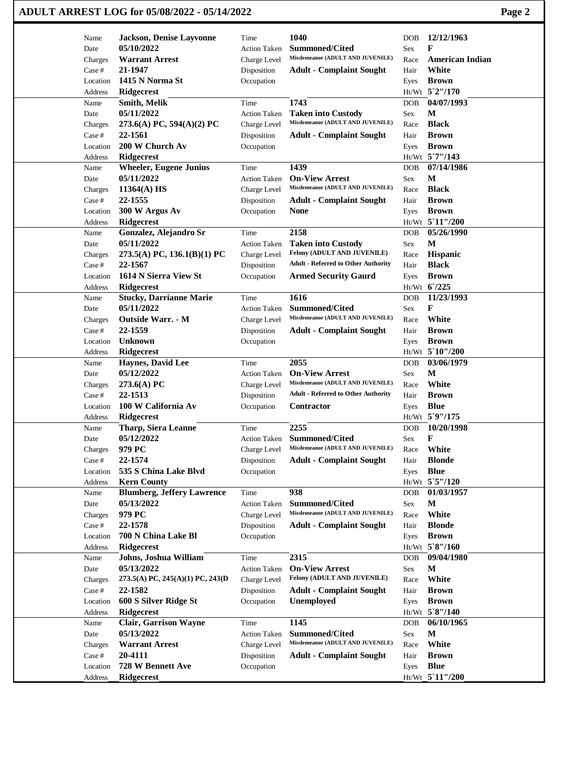# ADULT ARREST LOG for 05/08/2022 - 05/14/2022

| Name | Date | Charges | Case # | Location | Address | Time | Action Taken | Charge Level | Disposition | Occupation | DOB | Sex | Race | Hair | Eyes | Ht/Wt |
|---|---|---|---|---|---|---|---|---|---|---|---|---|---|---|---|---|
| Jackson, Denise Layvonne | 05/10/2022 | Warrant Arrest | 21-1947 | 1415 N Norma St | Ridgecrest | 1040 | Summoned/Cited | Misdemeanor (ADULT AND JUVENILE) | Adult - Complaint Sought | | 12/12/1963 | F | American Indian | White | Brown | 5`2"/170 |
| Smith, Melik | 05/11/2022 | 273.6(A) PC, 594(A)(2) PC | 22-1561 | 200 W Church Av | Ridgecrest | 1743 | Taken into Custody | Misdemeanor (ADULT AND JUVENILE) | Adult - Complaint Sought | | 04/07/1993 | M | Black | Brown | Brown | 5`7"/143 |
| Wheeler, Eugene Junius | 05/11/2022 | 11364(A) HS | 22-1555 | 300 W Argus Av | Ridgecrest | 1439 | On-View Arrest | Misdemeanor (ADULT AND JUVENILE) | Adult - Complaint Sought | None | 07/14/1986 | M | Black | Brown | Brown | 5`11"/200 |
| Gonzalez, Alejandro Sr | 05/11/2022 | 273.5(A) PC, 136.1(B)(1) PC | 22-1567 | 1614 N Sierra View St | Ridgecrest | 2158 | Taken into Custody | Felony (ADULT AND JUVENILE) | Adult - Referred to Other Authority | Armed Security Gaurd | 05/26/1990 | M | Hispanic | Black | Brown | 6`/225 |
| Stucky, Darrianne Marie | 05/11/2022 | Outside Warr. - M | 22-1559 | Unknown | Ridgecrest | 1616 | Summoned/Cited | Misdemeanor (ADULT AND JUVENILE) | Adult - Complaint Sought | | 11/23/1993 | F | White | Brown | Brown | 5`10"/200 |
| Haynes, David Lee | 05/12/2022 | 273.6(A) PC | 22-1513 | 100 W California Av | Ridgecrest | 2055 | On-View Arrest | Misdemeanor (ADULT AND JUVENILE) | Adult - Referred to Other Authority | Contractor | 03/06/1979 | M | White | Brown | Blue | 5`9"/175 |
| Tharp, Siera Leanne | 05/12/2022 | 979 PC | 22-1574 | 535 S China Lake Blvd | Kern County | 2255 | Summoned/Cited | Misdemeanor (ADULT AND JUVENILE) | Adult - Complaint Sought | | 10/20/1998 | F | White | Blonde | Blue | 5`5"/120 |
| Blumberg, Jeffery Lawrence | 05/13/2022 | 979 PC | 22-1578 | 700 N China Lake Bl | Ridgecrest | 938 | Summoned/Cited | Misdemeanor (ADULT AND JUVENILE) | Adult - Complaint Sought | | 01/03/1957 | M | White | Blonde | Brown | 5`8"/160 |
| Johns, Joshua William | 05/13/2022 | 273.5(A) PC, 245(A)(1) PC, 243(D | 22-1582 | 600 S Silver Ridge St | Ridgecrest | 2315 | On-View Arrest | Felony (ADULT AND JUVENILE) | Adult - Complaint Sought | Unemployed | 09/04/1980 | M | White | Brown | Brown | 5`8"/140 |
| Clair, Garrison Wayne | 05/13/2022 | Warrant Arrest | 20-4111 | 728 W Bennett Ave | Ridgecrest | 1145 | Summoned/Cited | Misdemeanor (ADULT AND JUVENILE) | Adult - Complaint Sought | | 06/10/1965 | M | White | Brown | Blue | 5`11"/200 |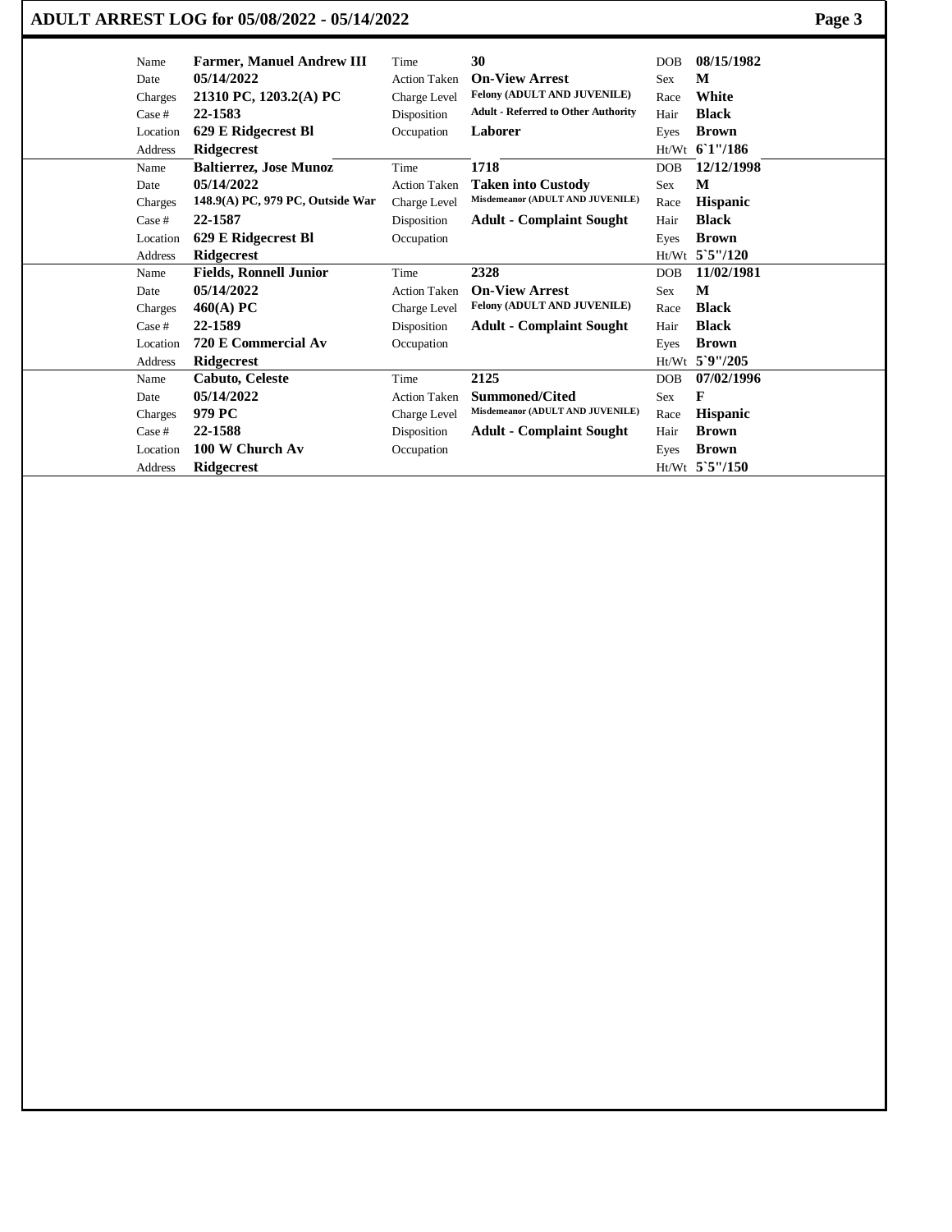# ADULT ARREST LOG for 05/08/2022 - 05/14/2022

| | | | | | |
|---|---|---|---|---|---|
| Name | **Farmer, Manuel Andrew III** | Time | **30** | DOB | **08/15/1982** |
| Date | **05/14/2022** | Action Taken | **On-View Arrest** | Sex | **M** |
| Charges | **21310 PC, 1203.2(A) PC** | Charge Level | **Felony (ADULT AND JUVENILE)** | Race | **White** |
| Case # | **22-1583** | Disposition | **Adult - Referred to Other Authority** | Hair | **Black** |
| Location | **629 E Ridgecrest Bl** | Occupation | **Laborer** | Eyes | **Brown** |
| Address | **Ridgecrest** | | | Ht/Wt | **6`1"/186** |

| | | | | | |
|---|---|---|---|---|---|
| Name | **Baltierrez, Jose Munoz** | Time | **1718** | DOB | **12/12/1998** |
| Date | **05/14/2022** | Action Taken | **Taken into Custody** | Sex | **M** |
| Charges | **148.9(A) PC, 979 PC, Outside War** | Charge Level | **Misdemeanor (ADULT AND JUVENILE)** | Race | **Hispanic** |
| Case # | **22-1587** | Disposition | **Adult - Complaint Sought** | Hair | **Black** |
| Location | **629 E Ridgecrest Bl** | Occupation | | Eyes | **Brown** |
| Address | **Ridgecrest** | | | Ht/Wt | **5`5"/120** |

| | | | | | |
|---|---|---|---|---|---|
| Name | **Fields, Ronnell Junior** | Time | **2328** | DOB | **11/02/1981** |
| Date | **05/14/2022** | Action Taken | **On-View Arrest** | Sex | **M** |
| Charges | **460(A) PC** | Charge Level | **Felony (ADULT AND JUVENILE)** | Race | **Black** |
| Case # | **22-1589** | Disposition | **Adult - Complaint Sought** | Hair | **Black** |
| Location | **720 E Commercial Av** | Occupation | | Eyes | **Brown** |
| Address | **Ridgecrest** | | | Ht/Wt | **5`9"/205** |

| | | | | | |
|---|---|---|---|---|---|
| Name | **Cabuto, Celeste** | Time | **2125** | DOB | **07/02/1996** |
| Date | **05/14/2022** | Action Taken | **Summoned/Cited** | Sex | **F** |
| Charges | **979 PC** | Charge Level | **Misdemeanor (ADULT AND JUVENILE)** | Race | **Hispanic** |
| Case # | **22-1588** | Disposition | **Adult - Complaint Sought** | Hair | **Brown** |
| Location | **100 W Church Av** | Occupation | | Eyes | **Brown** |
| Address | **Ridgecrest** | | | Ht/Wt | **5`5"/150** |